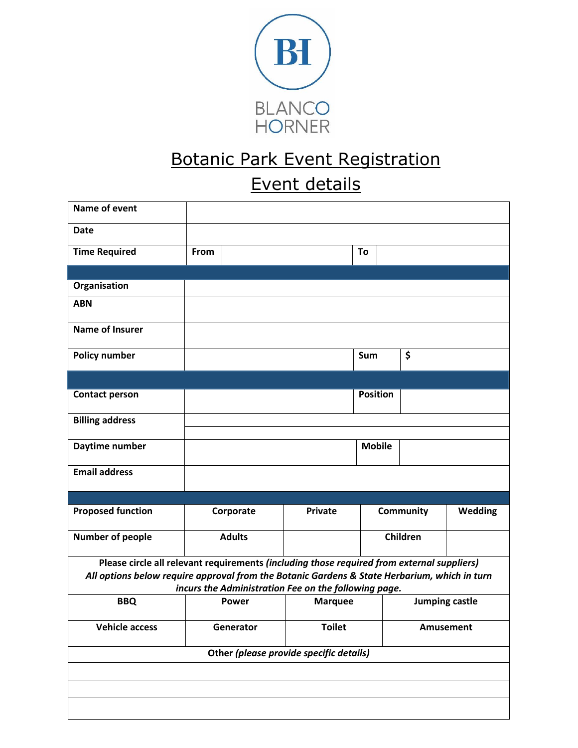BLANCO HORNER

# Botanic Park Event Registration

## Event details

| | | | | | |
|---|---|---|---|---|---|
| **Name of event** | | | | | |
| **Date** | | | | | |
| **Time Required** | **From** | | **To** | | |
| | | | | | |
| **Organisation** | | | | | |
| **ABN** | | | | | |
| **Name of Insurer** | | | | | |
| **Policy number** | | | **Sum** | **$** | |
| | | | | | |
| **Contact person** | | | **Position** | | |
| **Billing address** | | | | | |
| **Daytime number** | | | **Mobile** | | |
| **Email address** | | | | | |
| | | | | | |
| **Proposed function** | **Corporate** | **Private** | **Community** | **Wedding** | |
| **Number of people** | **Adults** | | **Children** | | |

**Please circle all relevant requirements** ***(including those required from external suppliers)***
***All options below require approval from the Botanic Gardens & State Herbarium, which in turn incurs the Administration Fee on the following page.***

| | | | |
|---|---|---|---|
| **BBQ** | **Power** | **Marquee** | **Jumping castle** |
| **Vehicle access** | **Generator** | **Toilet** | **Amusement** |

**Other** ***(please provide specific details)***

| |
|---|
| |
| |
| |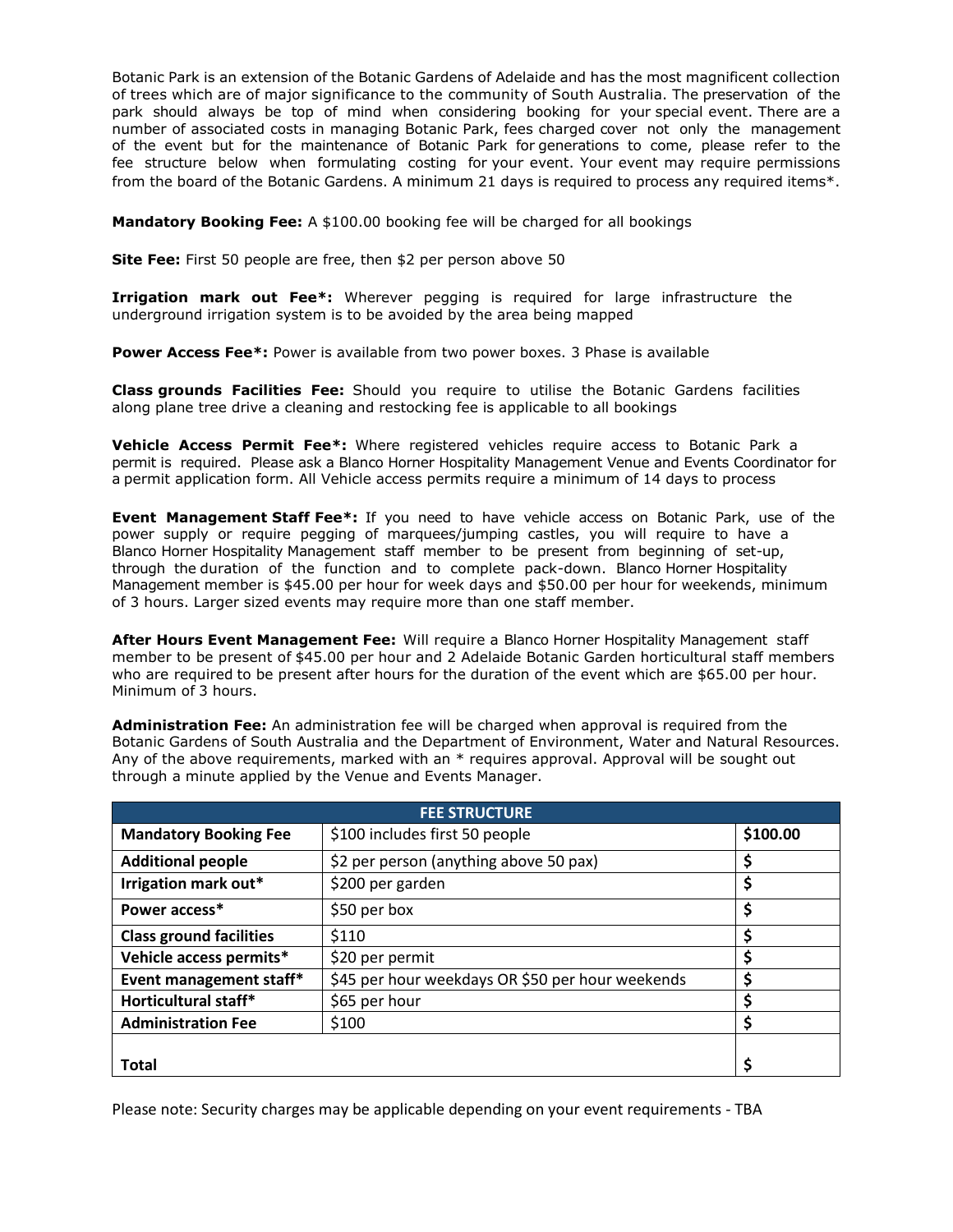Botanic Park is an extension of the Botanic Gardens of Adelaide and has the most magnificent collection of trees which are of major significance to the community of South Australia. The preservation of the park should always be top of mind when considering booking for your special event. There are a number of associated costs in managing Botanic Park, fees charged cover not only the management of the event but for the maintenance of Botanic Park for generations to come, please refer to the fee structure below when formulating costing for your event. Your event may require permissions from the board of the Botanic Gardens. A minimum 21 days is required to process any required items*.

**Mandatory Booking Fee:** A $100.00 booking fee will be charged for all bookings

**Site Fee:** First 50 people are free, then $2 per person above 50

**Irrigation mark out Fee*:** Wherever pegging is required for large infrastructure the underground irrigation system is to be avoided by the area being mapped

**Power Access Fee*:** Power is available from two power boxes. 3 Phase is available

**Class grounds Facilities Fee:** Should you require to utilise the Botanic Gardens facilities along plane tree drive a cleaning and restocking fee is applicable to all bookings

**Vehicle Access Permit Fee*:** Where registered vehicles require access to Botanic Park a permit is required. Please ask a Blanco Horner Hospitality Management Venue and Events Coordinator for a permit application form. All Vehicle access permits require a minimum of 14 days to process

**Event Management Staff Fee*:** If you need to have vehicle access on Botanic Park, use of the power supply or require pegging of marquees/jumping castles, you will require to have a Blanco Horner Hospitality Management staff member to be present from beginning of set-up, through the duration of the function and to complete pack-down. Blanco Horner Hospitality Management member is $45.00 per hour for week days and $50.00 per hour for weekends, minimum of 3 hours. Larger sized events may require more than one staff member.

**After Hours Event Management Fee:** Will require a Blanco Horner Hospitality Management staff member to be present of $45.00 per hour and 2 Adelaide Botanic Garden horticultural staff members who are required to be present after hours for the duration of the event which are $65.00 per hour. Minimum of 3 hours.

**Administration Fee:** An administration fee will be charged when approval is required from the Botanic Gardens of South Australia and the Department of Environment, Water and Natural Resources. Any of the above requirements, marked with an * requires approval. Approval will be sought out through a minute applied by the Venue and Events Manager.

| FEE STRUCTURE | | |
|---|---|---|
| **Mandatory Booking Fee** | $100 includes first 50 people | **$100.00** |
| **Additional people** | $2 per person (anything above 50 pax) | **$** |
| **Irrigation mark out*** | $200 per garden | **$** |
| **Power access*** | $50 per box | **$** |
| **Class ground facilities** | $110 | **$** |
| **Vehicle access permits*** | $20 per permit | **$** |
| **Event management staff*** | $45 per hour weekdays OR $50 per hour weekends | **$** |
| **Horticultural staff*** | $65 per hour | **$** |
| **Administration Fee** | $100 | **$** |
| **Total** | | **$** |

Please note: Security charges may be applicable depending on your event requirements - TBA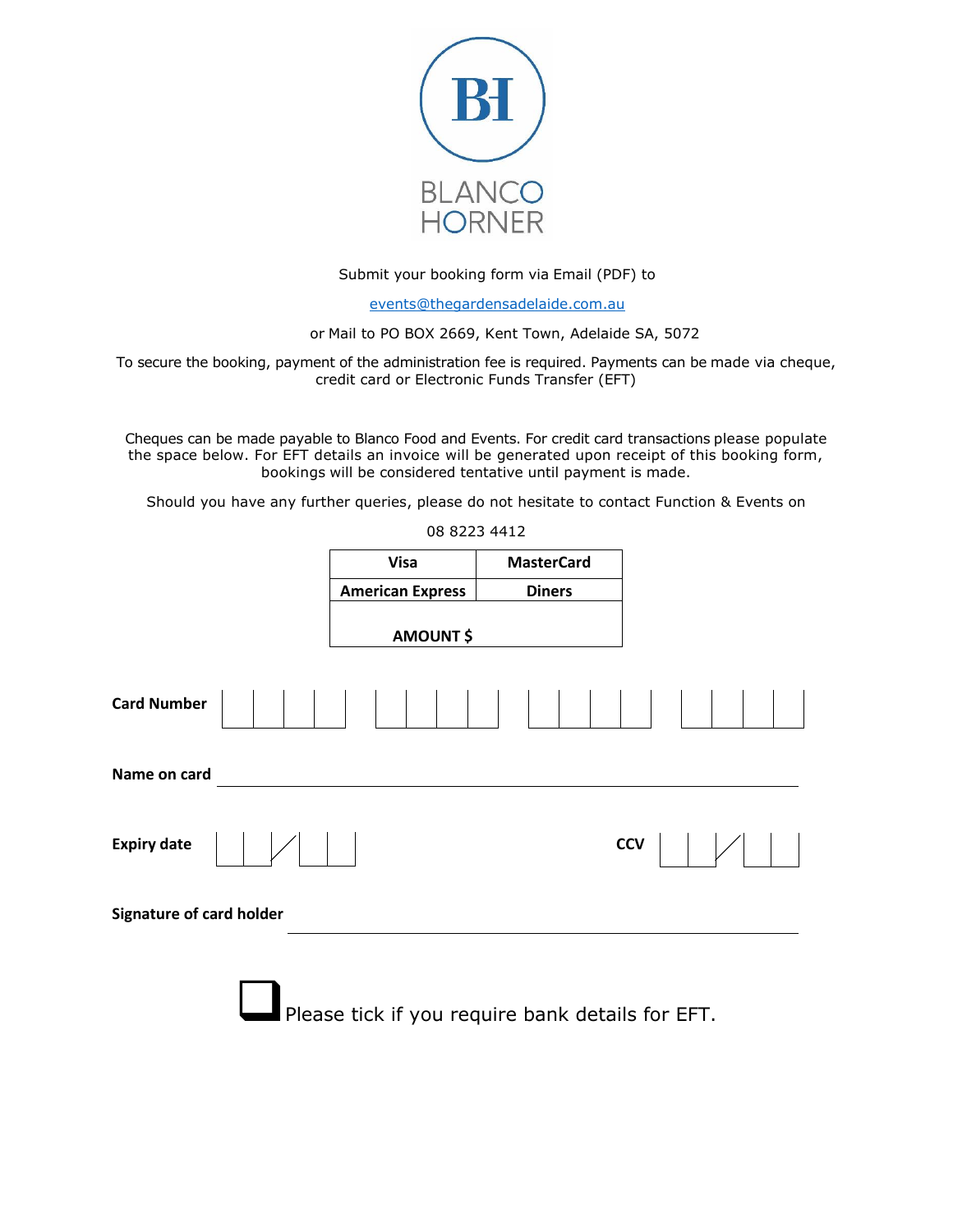BLANCO HORNER

Submit your booking form via Email (PDF) to

events@thegardensadelaide.com.au

or Mail to PO BOX 2669, Kent Town, Adelaide SA, 5072

To secure the booking, payment of the administration fee is required. Payments can be made via cheque, credit card or Electronic Funds Transfer (EFT)

Cheques can be made payable to Blanco Food and Events. For credit card transactions please populate the space below. For EFT details an invoice will be generated upon receipt of this booking form, bookings will be considered tentative until payment is made.

Should you have any further queries, please do not hesitate to contact Function & Events on

08 8223 4412

| | |
|---|---|
| **Visa** | **MasterCard** |
| **American Express** | **Diners** |
| **AMOUNT $** | |

**Card Number** ____ ____ ____ ____

**Name on card** ______________________________

**Expiry date** __ __ / __ __ **CCV** __ __ / __ __

**Signature of card holder** ______________________________

☐ Please tick if you require bank details for EFT.